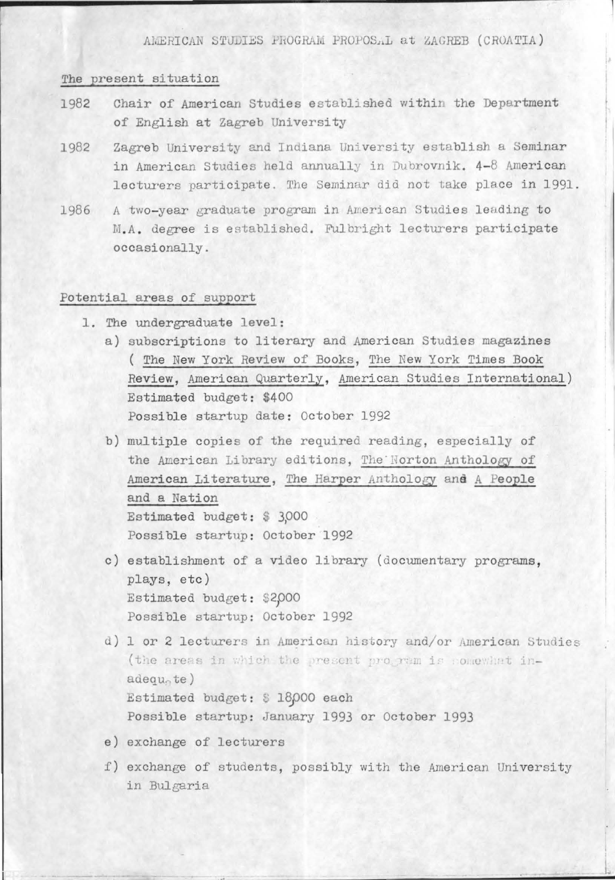# AMERICAN STUDIES PROGRAM PROPOSAL at ZAGREB (CROATIA)

## The present situation

1982 Chair of American Studies established within the Department of English at Zagreb University

1982 Zagreb University and Indiana University establish a Seminar in American Studies held annually in Dubrovnik. 4-8 American lecturers participate. The Seminar did not take place in 1991.

1986 A two-year graduate program in American Studies leading to M.A. degree is established. Fulbright lecturers participate occasionally.

## Potential areas of support

1. The undergraduate level:

   a) subscriptions to literary and American Studies magazines ( The New York Review of Books, The New York Times Book Review, American Quarterly, American Studies International)
   Estimated budget: $400
   Possible startup date: October 1992

   b) multiple copies of the required reading, especially of the American Library editions, The Norton Anthology of American Literature, The Harper Anthology and A People and a Nation
   Estimated budget: $ 3,000
   Possible startup: October 1992

   c) establishment of a video library (documentary programs, plays, etc)
   Estimated budget: $2,000
   Possible startup: October 1992

   d) 1 or 2 lecturers in American history and/or American Studies (the areas in which the present program is somewhat inadequate)
   Estimated budget: $ 18,000 each
   Possible startup: January 1993 or October 1993

   e) exchange of lecturers

   f) exchange of students, possibly with the American University in Bulgaria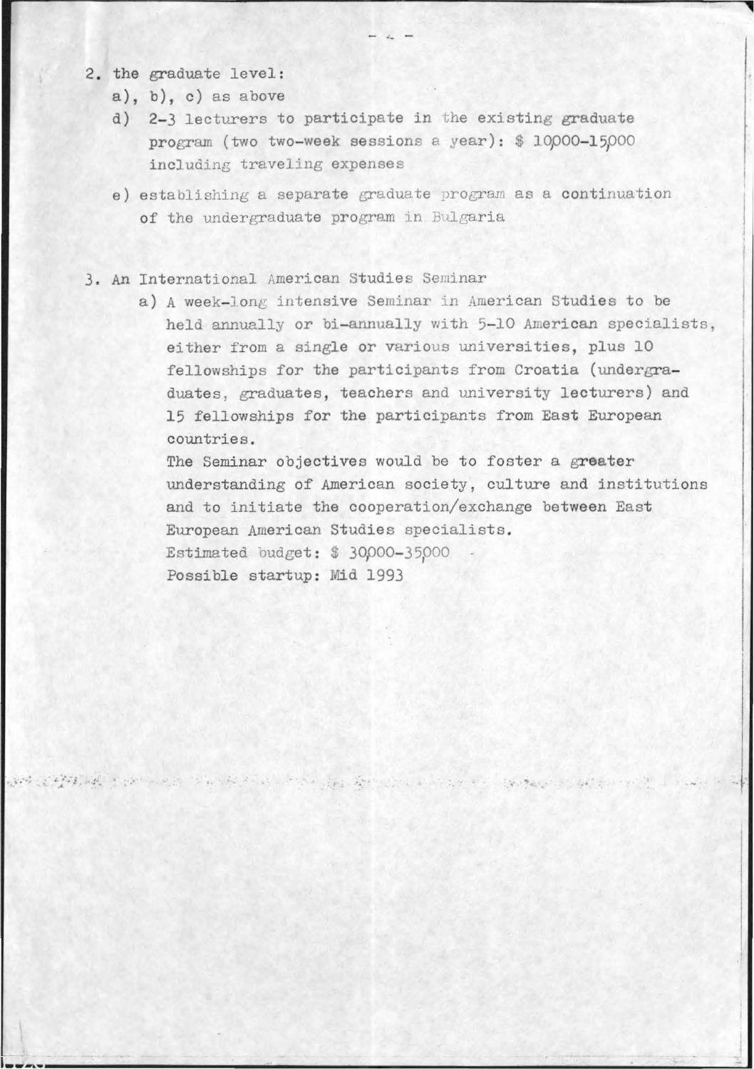2. the graduate level:
   a), b), c) as above
   d) 2-3 lecturers to participate in the existing graduate program (two two-week sessions a year): $ 10,000-15,000 including traveling expenses
   e) establishing a separate graduate program as a continuation of the undergraduate program in Bulgaria

3. An International American Studies Seminar
   a) A week-long intensive Seminar in American Studies to be held annually or bi-annually with 5-10 American specialists, either from a single or various universities, plus 10 fellowships for the participants from Croatia (undergraduates, graduates, teachers and university lecturers) and 15 fellowships for the participants from East European countries.

      The Seminar objectives would be to foster a greater understanding of American society, culture and institutions and to initiate the cooperation/exchange between East European American Studies specialists.

      Estimated budget: $ 30,000-35,000

      Possible startup: Mid 1993